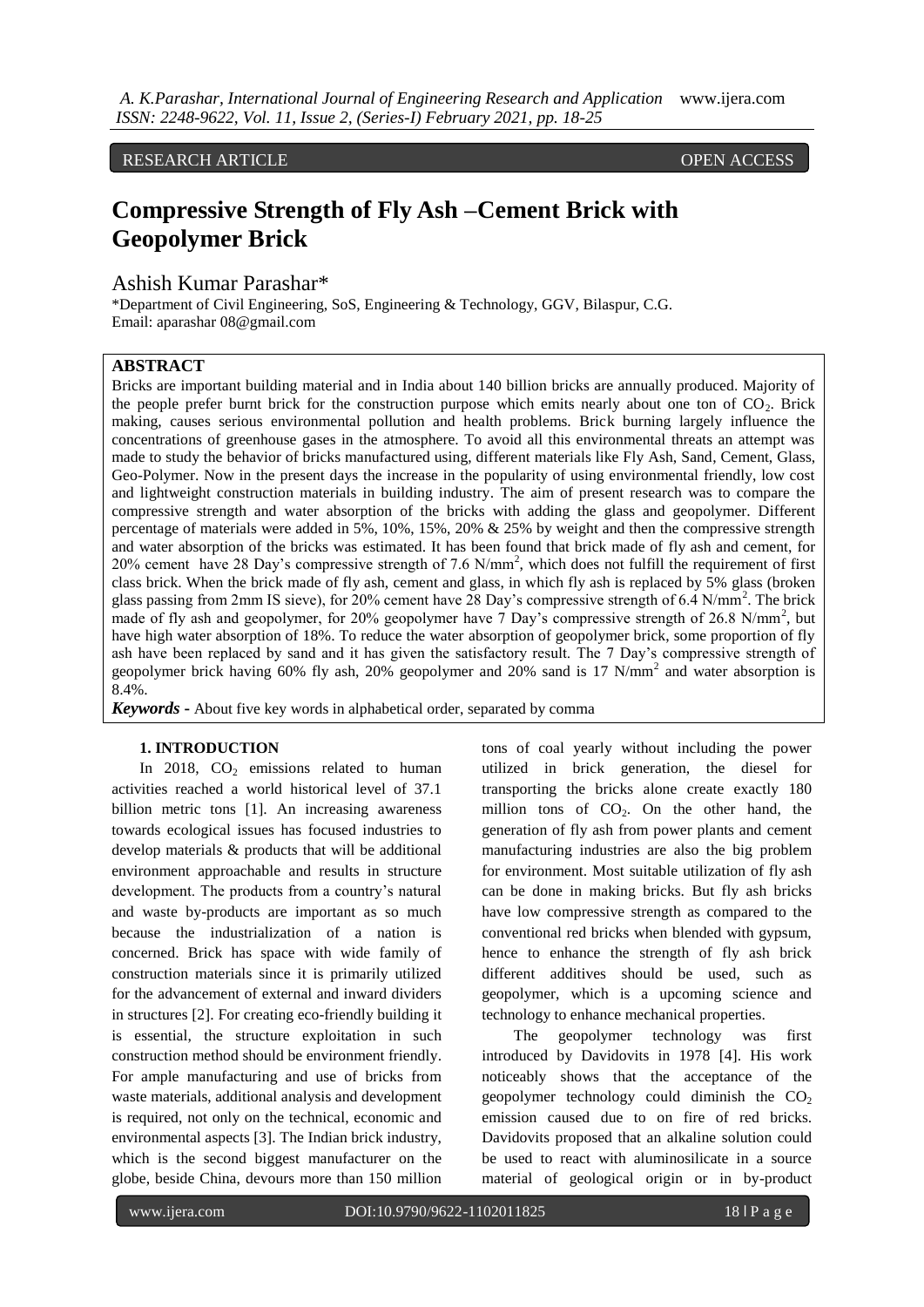RESEARCH ARTICLE OPEN ACCESS

# Compressive Strength of Fly Ash –Cement Brick with Geopolymer Brick

Ashish Kumar Parashar*

*Department of Civil Engineering, SoS, Engineering & Technology, GGV, Bilaspur, C.G.
Email: aparashar 08@gmail.com

## ABSTRACT

Bricks are important building material and in India about 140 billion bricks are annually produced. Majority of the people prefer burnt brick for the construction purpose which emits nearly about one ton of $CO_2$. Brick making, causes serious environmental pollution and health problems. Brick burning largely influence the concentrations of greenhouse gases in the atmosphere. To avoid all this environmental threats an attempt was made to study the behavior of bricks manufactured using, different materials like Fly Ash, Sand, Cement, Glass, Geo-Polymer. Now in the present days the increase in the popularity of using environmental friendly, low cost and lightweight construction materials in building industry. The aim of present research was to compare the compressive strength and water absorption of the bricks with adding the glass and geopolymer. Different percentage of materials were added in 5%, 10%, 15%, 20% & 25% by weight and then the compressive strength and water absorption of the bricks was estimated. It has been found that brick made of fly ash and cement, for 20% cement have 28 Day's compressive strength of 7.6 $N/mm^2$, which does not fulfill the requirement of first class brick. When the brick made of fly ash, cement and glass, in which fly ash is replaced by 5% glass (broken glass passing from 2mm IS sieve), for 20% cement have 28 Day's compressive strength of 6.4 $N/mm^2$. The brick made of fly ash and geopolymer, for 20% geopolymer have 7 Day's compressive strength of 26.8 $N/mm^2$, but have high water absorption of 18%. To reduce the water absorption of geopolymer brick, some proportion of fly ash have been replaced by sand and it has given the satisfactory result. The 7 Day's compressive strength of geopolymer brick having 60% fly ash, 20% geopolymer and 20% sand is 17 $N/mm^2$ and water absorption is 8.4%.

***Keywords*** **-** About five key words in alphabetical order, separated by comma

## 1. INTRODUCTION

In 2018, $CO_2$ emissions related to human activities reached a world historical level of 37.1 billion metric tons [1]. An increasing awareness towards ecological issues has focused industries to develop materials & products that will be additional environment approachable and results in structure development. The products from a country's natural and waste by-products are important as so much because the industrialization of a nation is concerned. Brick has space with wide family of construction materials since it is primarily utilized for the advancement of external and inward dividers in structures [2]. For creating eco-friendly building it is essential, the structure exploitation in such construction method should be environment friendly. For ample manufacturing and use of bricks from waste materials, additional analysis and development is required, not only on the technical, economic and environmental aspects [3]. The Indian brick industry, which is the second biggest manufacturer on the globe, beside China, devours more than 150 million tons of coal yearly without including the power utilized in brick generation, the diesel for transporting the bricks alone create exactly 180 million tons of $CO_2$. On the other hand, the generation of fly ash from power plants and cement manufacturing industries are also the big problem for environment. Most suitable utilization of fly ash can be done in making bricks. But fly ash bricks have low compressive strength as compared to the conventional red bricks when blended with gypsum, hence to enhance the strength of fly ash brick different additives should be used, such as geopolymer, which is a upcoming science and technology to enhance mechanical properties.

The geopolymer technology was first introduced by Davidovits in 1978 [4]. His work noticeably shows that the acceptance of the geopolymer technology could diminish the $CO_2$ emission caused due to on fire of red bricks. Davidovits proposed that an alkaline solution could be used to react with aluminosilicate in a source material of geological origin or in by-product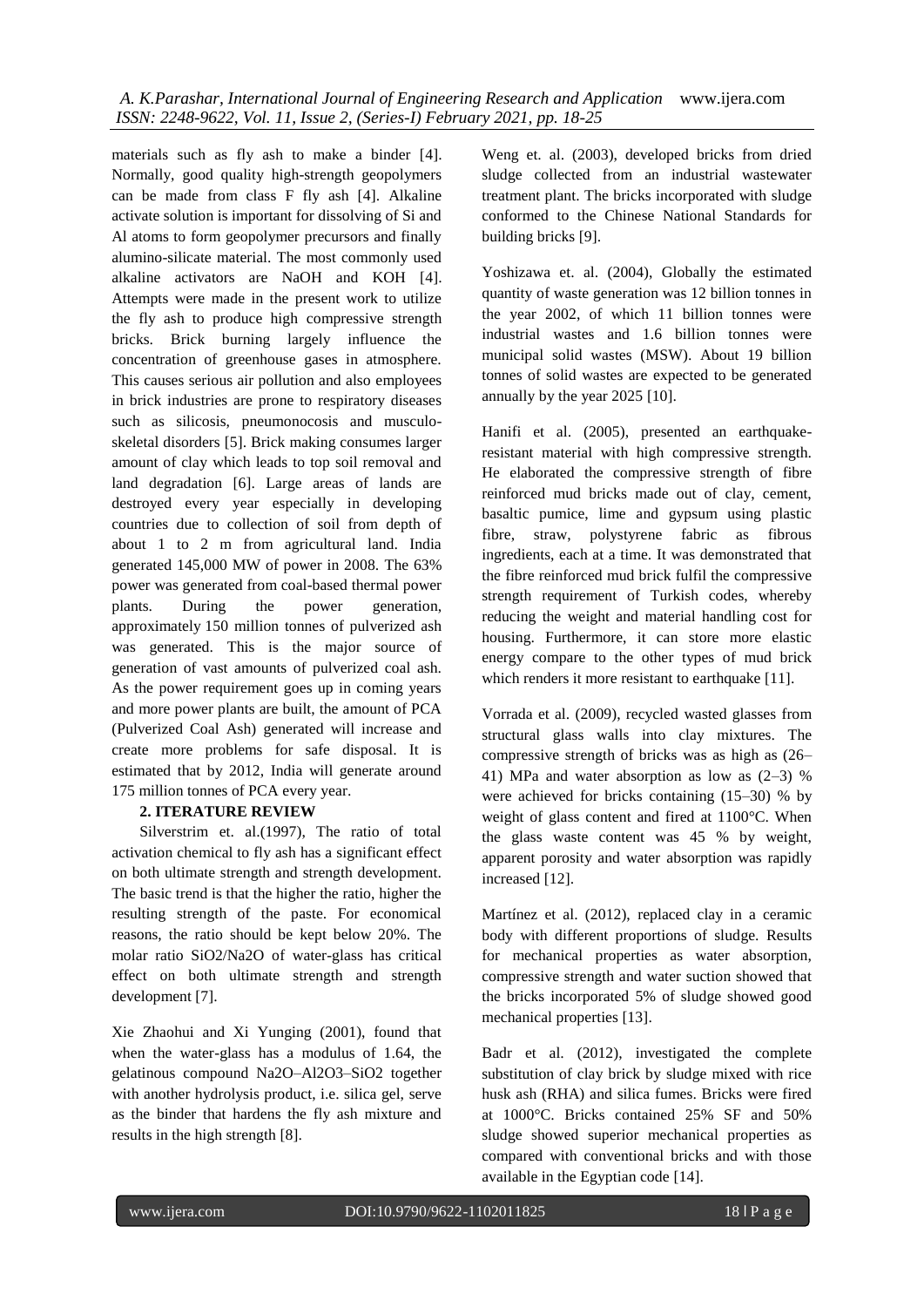materials such as fly ash to make a binder [4]. Normally, good quality high-strength geopolymers can be made from class F fly ash [4]. Alkaline activate solution is important for dissolving of Si and Al atoms to form geopolymer precursors and finally alumino-silicate material. The most commonly used alkaline activators are NaOH and KOH [4]. Attempts were made in the present work to utilize the fly ash to produce high compressive strength bricks. Brick burning largely influence the concentration of greenhouse gases in atmosphere. This causes serious air pollution and also employees in brick industries are prone to respiratory diseases such as silicosis, pneumonocosis and musculo-skeletal disorders [5]. Brick making consumes larger amount of clay which leads to top soil removal and land degradation [6]. Large areas of lands are destroyed every year especially in developing countries due to collection of soil from depth of about 1 to 2 m from agricultural land. India generated 145,000 MW of power in 2008. The 63% power was generated from coal-based thermal power plants. During the power generation, approximately 150 million tonnes of pulverized ash was generated. This is the major source of generation of vast amounts of pulverized coal ash. As the power requirement goes up in coming years and more power plants are built, the amount of PCA (Pulverized Coal Ash) generated will increase and create more problems for safe disposal. It is estimated that by 2012, India will generate around 175 million tonnes of PCA every year.

## 2. ITERATURE REVIEW

Silverstrim et. al.(1997), The ratio of total activation chemical to fly ash has a significant effect on both ultimate strength and strength development. The basic trend is that the higher the ratio, higher the resulting strength of the paste. For economical reasons, the ratio should be kept below 20%. The molar ratio $SiO_2/Na_2O$ of water-glass has critical effect on both ultimate strength and strength development [7].

Xie Zhaohui and Xi Yunging (2001), found that when the water-glass has a modulus of 1.64, the gelatinous compound $Na_2O$–$Al_2O_3$–$SiO_2$ together with another hydrolysis product, i.e. silica gel, serve as the binder that hardens the fly ash mixture and results in the high strength [8].

Weng et. al. (2003), developed bricks from dried sludge collected from an industrial wastewater treatment plant. The bricks incorporated with sludge conformed to the Chinese National Standards for building bricks [9].

Yoshizawa et. al. (2004), Globally the estimated quantity of waste generation was 12 billion tonnes in the year 2002, of which 11 billion tonnes were industrial wastes and 1.6 billion tonnes were municipal solid wastes (MSW). About 19 billion tonnes of solid wastes are expected to be generated annually by the year 2025 [10].

Hanifi et al. (2005), presented an earthquake-resistant material with high compressive strength. He elaborated the compressive strength of fibre reinforced mud bricks made out of clay, cement, basaltic pumice, lime and gypsum using plastic fibre, straw, polystyrene fabric as fibrous ingredients, each at a time. It was demonstrated that the fibre reinforced mud brick fulfil the compressive strength requirement of Turkish codes, whereby reducing the weight and material handling cost for housing. Furthermore, it can store more elastic energy compare to the other types of mud brick which renders it more resistant to earthquake [11].

Vorrada et al. (2009), recycled wasted glasses from structural glass walls into clay mixtures. The compressive strength of bricks was as high as (26–41) MPa and water absorption as low as (2–3) % were achieved for bricks containing (15–30) % by weight of glass content and fired at 1100°C. When the glass waste content was 45 % by weight, apparent porosity and water absorption was rapidly increased [12].

Martínez et al. (2012), replaced clay in a ceramic body with different proportions of sludge. Results for mechanical properties as water absorption, compressive strength and water suction showed that the bricks incorporated 5% of sludge showed good mechanical properties [13].

Badr et al. (2012), investigated the complete substitution of clay brick by sludge mixed with rice husk ash (RHA) and silica fumes. Bricks were fired at 1000°C. Bricks contained 25% SF and 50% sludge showed superior mechanical properties as compared with conventional bricks and with those available in the Egyptian code [14].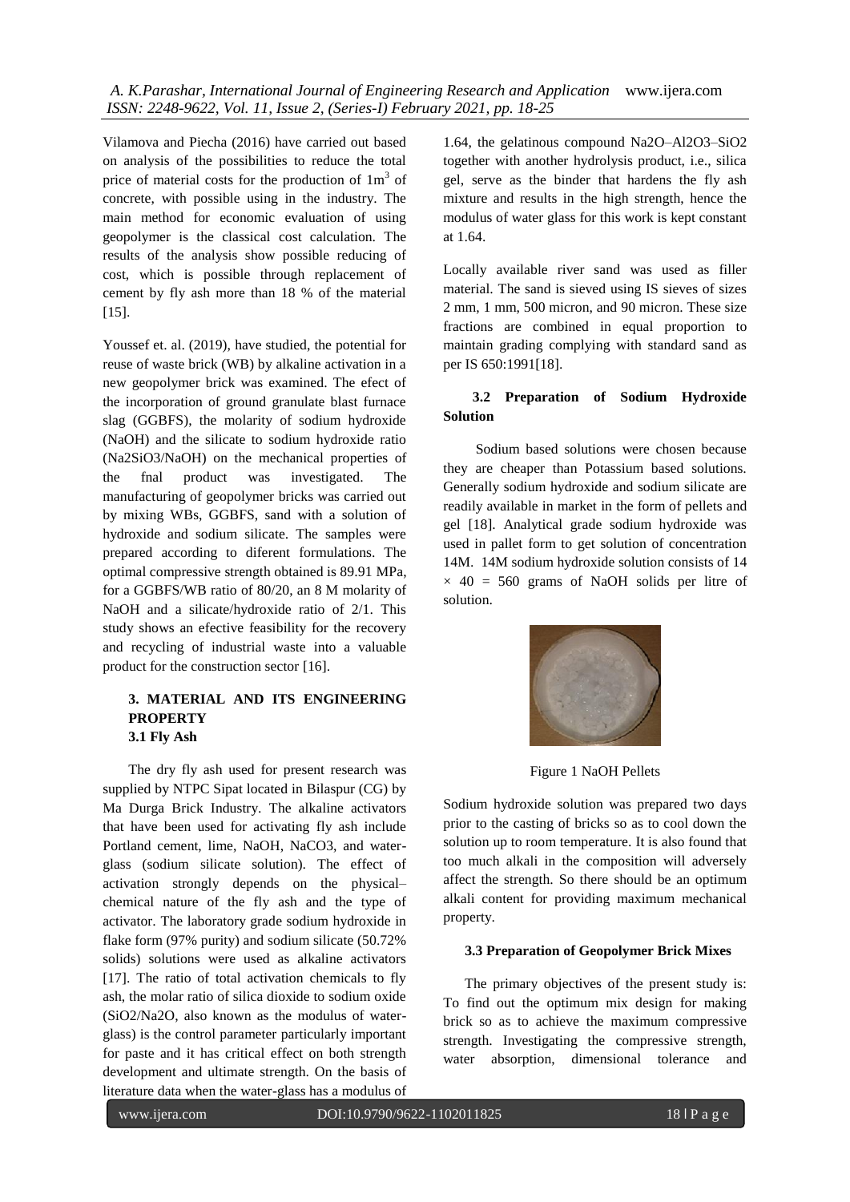Vilamova and Piecha (2016) have carried out based on analysis of the possibilities to reduce the total price of material costs for the production of $1m^3$ of concrete, with possible using in the industry. The main method for economic evaluation of using geopolymer is the classical cost calculation. The results of the analysis show possible reducing of cost, which is possible through replacement of cement by fly ash more than 18 % of the material [15].

Youssef et. al. (2019), have studied, the potential for reuse of waste brick (WB) by alkaline activation in a new geopolymer brick was examined. The efect of the incorporation of ground granulate blast furnace slag (GGBFS), the molarity of sodium hydroxide (NaOH) and the silicate to sodium hydroxide ratio ($Na_2SiO_3$/NaOH) on the mechanical properties of the fnal product was investigated. The manufacturing of geopolymer bricks was carried out by mixing WBs, GGBFS, sand with a solution of hydroxide and sodium silicate. The samples were prepared according to diferent formulations. The optimal compressive strength obtained is 89.91 MPa, for a GGBFS/WB ratio of 80/20, an 8 M molarity of NaOH and a silicate/hydroxide ratio of 2/1. This study shows an efective feasibility for the recovery and recycling of industrial waste into a valuable product for the construction sector [16].

## 3. MATERIAL AND ITS ENGINEERING PROPERTY

### 3.1 Fly Ash

The dry fly ash used for present research was supplied by NTPC Sipat located in Bilaspur (CG) by Ma Durga Brick Industry. The alkaline activators that have been used for activating fly ash include Portland cement, lime, NaOH, $NaCO_3$, and water-glass (sodium silicate solution). The effect of activation strongly depends on the physical–chemical nature of the fly ash and the type of activator. The laboratory grade sodium hydroxide in flake form (97% purity) and sodium silicate (50.72% solids) solutions were used as alkaline activators [17]. The ratio of total activation chemicals to fly ash, the molar ratio of silica dioxide to sodium oxide ($SiO_2/Na_2O$, also known as the modulus of water-glass) is the control parameter particularly important for paste and it has critical effect on both strength development and ultimate strength. On the basis of literature data when the water-glass has a modulus of 1.64, the gelatinous compound $Na_2O–Al_2O_3–SiO_2$ together with another hydrolysis product, i.e., silica gel, serve as the binder that hardens the fly ash mixture and results in the high strength, hence the modulus of water glass for this work is kept constant at 1.64.

Locally available river sand was used as filler material. The sand is sieved using IS sieves of sizes 2 mm, 1 mm, 500 micron, and 90 micron. These size fractions are combined in equal proportion to maintain grading complying with standard sand as per IS 650:1991[18].

### 3.2 Preparation of Sodium Hydroxide Solution

Sodium based solutions were chosen because they are cheaper than Potassium based solutions. Generally sodium hydroxide and sodium silicate are readily available in market in the form of pellets and gel [18]. Analytical grade sodium hydroxide was used in pallet form to get solution of concentration 14M. 14M sodium hydroxide solution consists of $14 \times 40 = 560$ grams of NaOH solids per litre of solution.

Figure 1 NaOH Pellets

Sodium hydroxide solution was prepared two days prior to the casting of bricks so as to cool down the solution up to room temperature. It is also found that too much alkali in the composition will adversely affect the strength. So there should be an optimum alkali content for providing maximum mechanical property.

### 3.3 Preparation of Geopolymer Brick Mixes

The primary objectives of the present study is: To find out the optimum mix design for making brick so as to achieve the maximum compressive strength. Investigating the compressive strength, water absorption, dimensional tolerance and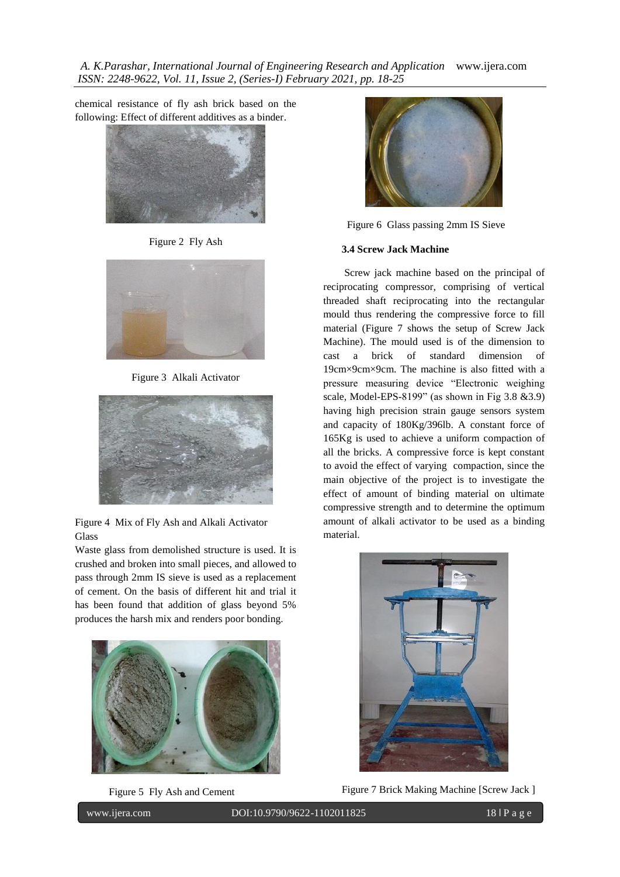chemical resistance of fly ash brick based on the following: Effect of different additives as a binder.

Figure 2 Fly Ash

Figure 3 Alkali Activator

Figure 4 Mix of Fly Ash and Alkali Activator

Glass

Waste glass from demolished structure is used. It is crushed and broken into small pieces, and allowed to pass through 2mm IS sieve is used as a replacement of cement. On the basis of different hit and trial it has been found that addition of glass beyond 5% produces the harsh mix and renders poor bonding.

Figure 5 Fly Ash and Cement

Figure 6 Glass passing 2mm IS Sieve

### 3.4 Screw Jack Machine

Screw jack machine based on the principal of reciprocating compressor, comprising of vertical threaded shaft reciprocating into the rectangular mould thus rendering the compressive force to fill material (Figure 7 shows the setup of Screw Jack Machine). The mould used is of the dimension to cast a brick of standard dimension of 19cm×9cm×9cm. The machine is also fitted with a pressure measuring device "Electronic weighing scale, Model-EPS-8199" (as shown in Fig 3.8 &3.9) having high precision strain gauge sensors system and capacity of 180Kg/396lb. A constant force of 165Kg is used to achieve a uniform compaction of all the bricks. A compressive force is kept constant to avoid the effect of varying compaction, since the main objective of the project is to investigate the effect of amount of binding material on ultimate compressive strength and to determine the optimum amount of alkali activator to be used as a binding material.

Figure 7 Brick Making Machine [Screw Jack ]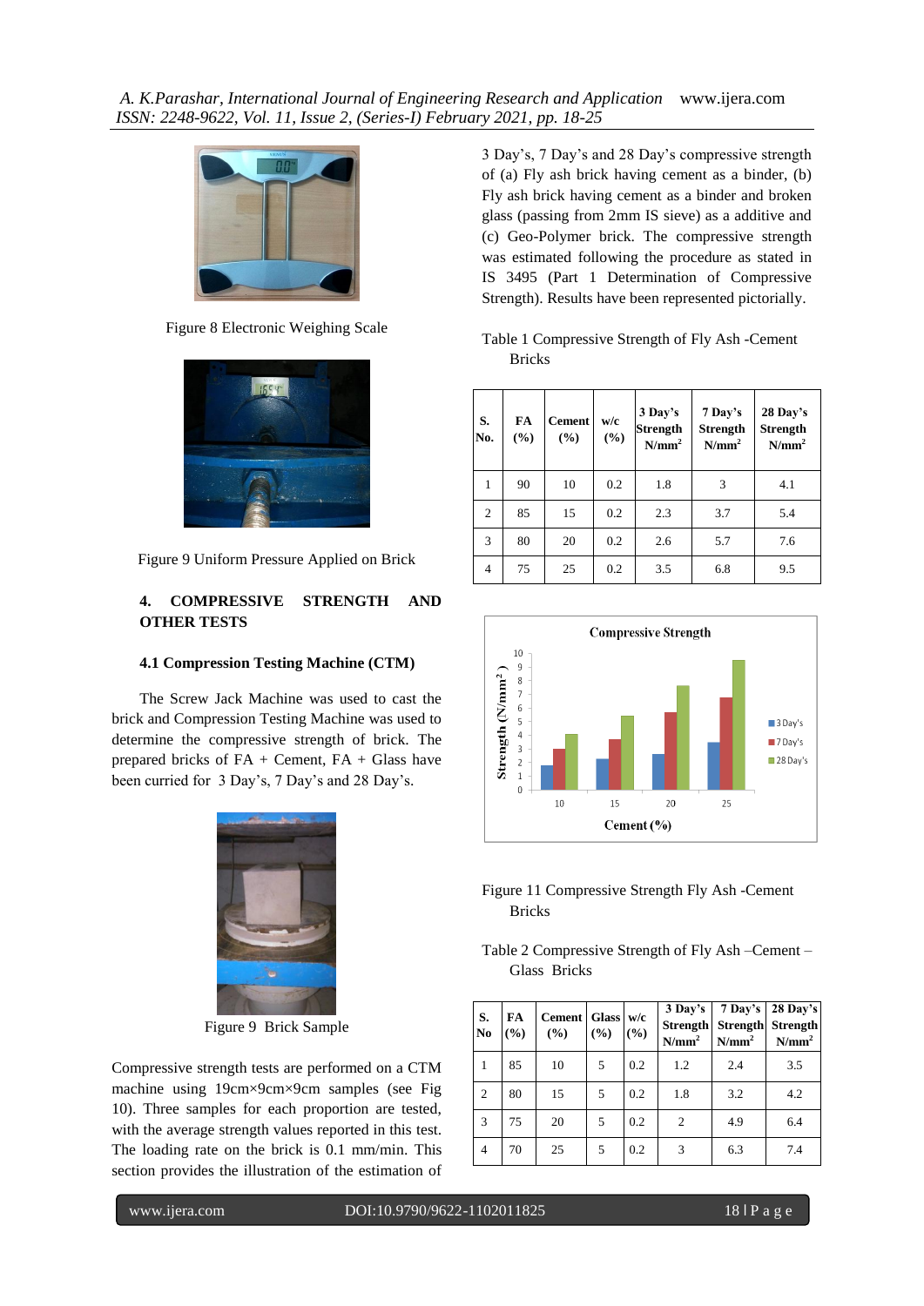Figure 8 Electronic Weighing Scale

Figure 9 Uniform Pressure Applied on Brick

## 4. COMPRESSIVE STRENGTH AND OTHER TESTS

### 4.1 Compression Testing Machine (CTM)

The Screw Jack Machine was used to cast the brick and Compression Testing Machine was used to determine the compressive strength of brick. The prepared bricks of FA + Cement, FA + Glass have been curried for 3 Day's, 7 Day's and 28 Day's.

Figure 9 Brick Sample

Compressive strength tests are performed on a CTM machine using 19cm×9cm×9cm samples (see Fig 10). Three samples for each proportion are tested, with the average strength values reported in this test. The loading rate on the brick is 0.1 mm/min. This section provides the illustration of the estimation of 3 Day's, 7 Day's and 28 Day's compressive strength of (a) Fly ash brick having cement as a binder, (b) Fly ash brick having cement as a binder and broken glass (passing from 2mm IS sieve) as a additive and (c) Geo-Polymer brick. The compressive strength was estimated following the procedure as stated in IS 3495 (Part 1 Determination of Compressive Strength). Results have been represented pictorially.

Table 1 Compressive Strength of Fly Ash -Cement Bricks

| S. No. | FA (%) | Cement (%) | w/c (%) | 3 Day's Strength $N/mm^2$ | 7 Day's Strength $N/mm^2$ | 28 Day's Strength $N/mm^2$ |
|---|---|---|---|---|---|---|
| 1 | 90 | 10 | 0.2 | 1.8 | 3 | 4.1 |
| 2 | 85 | 15 | 0.2 | 2.3 | 3.7 | 5.4 |
| 3 | 80 | 20 | 0.2 | 2.6 | 5.7 | 7.6 |
| 4 | 75 | 25 | 0.2 | 3.5 | 6.8 | 9.5 |

Figure 11 Compressive Strength Fly Ash -Cement Bricks

Table 2 Compressive Strength of Fly Ash –Cement –Glass Bricks

| S. No | FA (%) | Cement (%) | Glass (%) | w/c (%) | 3 Day's Strength $N/mm^2$ | 7 Day's Strength $N/mm^2$ | 28 Day's Strength $N/mm^2$ |
|---|---|---|---|---|---|---|---|
| 1 | 85 | 10 | 5 | 0.2 | 1.2 | 2.4 | 3.5 |
| 2 | 80 | 15 | 5 | 0.2 | 1.8 | 3.2 | 4.2 |
| 3 | 75 | 20 | 5 | 0.2 | 2 | 4.9 | 6.4 |
| 4 | 70 | 25 | 5 | 0.2 | 3 | 6.3 | 7.4 |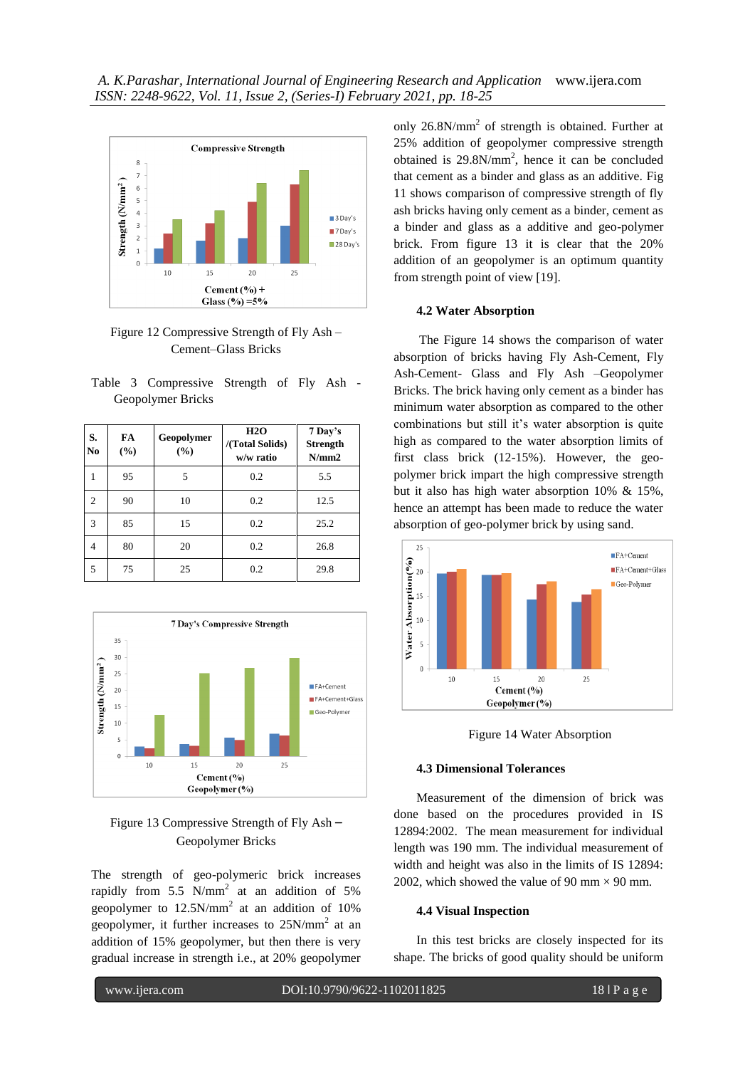Figure 12 Compressive Strength of Fly Ash – Cement–Glass Bricks

Table 3 Compressive Strength of Fly Ash - Geopolymer Bricks

| S. No | FA (%) | Geopolymer (%) | H2O /(Total Solids) w/w ratio | 7 Day's Strength N/mm2 |
|---|---|---|---|---|
| 1 | 95 | 5 | 0.2 | 5.5 |
| 2 | 90 | 10 | 0.2 | 12.5 |
| 3 | 85 | 15 | 0.2 | 25.2 |
| 4 | 80 | 20 | 0.2 | 26.8 |
| 5 | 75 | 25 | 0.2 | 29.8 |

Figure 13 Compressive Strength of Fly Ash – Geopolymer Bricks

The strength of geo-polymeric brick increases rapidly from 5.5 $N/mm^2$ at an addition of 5% geopolymer to 12.5$N/mm^2$ at an addition of 10% geopolymer, it further increases to 25$N/mm^2$ at an addition of 15% geopolymer, but then there is very gradual increase in strength i.e., at 20% geopolymer only 26.8$N/mm^2$ of strength is obtained. Further at 25% addition of geopolymer compressive strength obtained is 29.8$N/mm^2$, hence it can be concluded that cement as a binder and glass as an additive. Fig 11 shows comparison of compressive strength of fly ash bricks having only cement as a binder, cement as a binder and glass as a additive and geo-polymer brick. From figure 13 it is clear that the 20% addition of an geopolymer is an optimum quantity from strength point of view [19].

### 4.2 Water Absorption

The Figure 14 shows the comparison of water absorption of bricks having Fly Ash-Cement, Fly Ash-Cement- Glass and Fly Ash –Geopolymer Bricks. The brick having only cement as a binder has minimum water absorption as compared to the other combinations but still it's water absorption is quite high as compared to the water absorption limits of first class brick (12-15%). However, the geo-polymer brick impart the high compressive strength but it also has high water absorption 10% & 15%, hence an attempt has been made to reduce the water absorption of geo-polymer brick by using sand.

Figure 14 Water Absorption

### 4.3 Dimensional Tolerances

Measurement of the dimension of brick was done based on the procedures provided in IS 12894:2002. The mean measurement for individual length was 190 mm. The individual measurement of width and height was also in the limits of IS 12894: 2002, which showed the value of 90 mm × 90 mm.

### 4.4 Visual Inspection

In this test bricks are closely inspected for its shape. The bricks of good quality should be uniform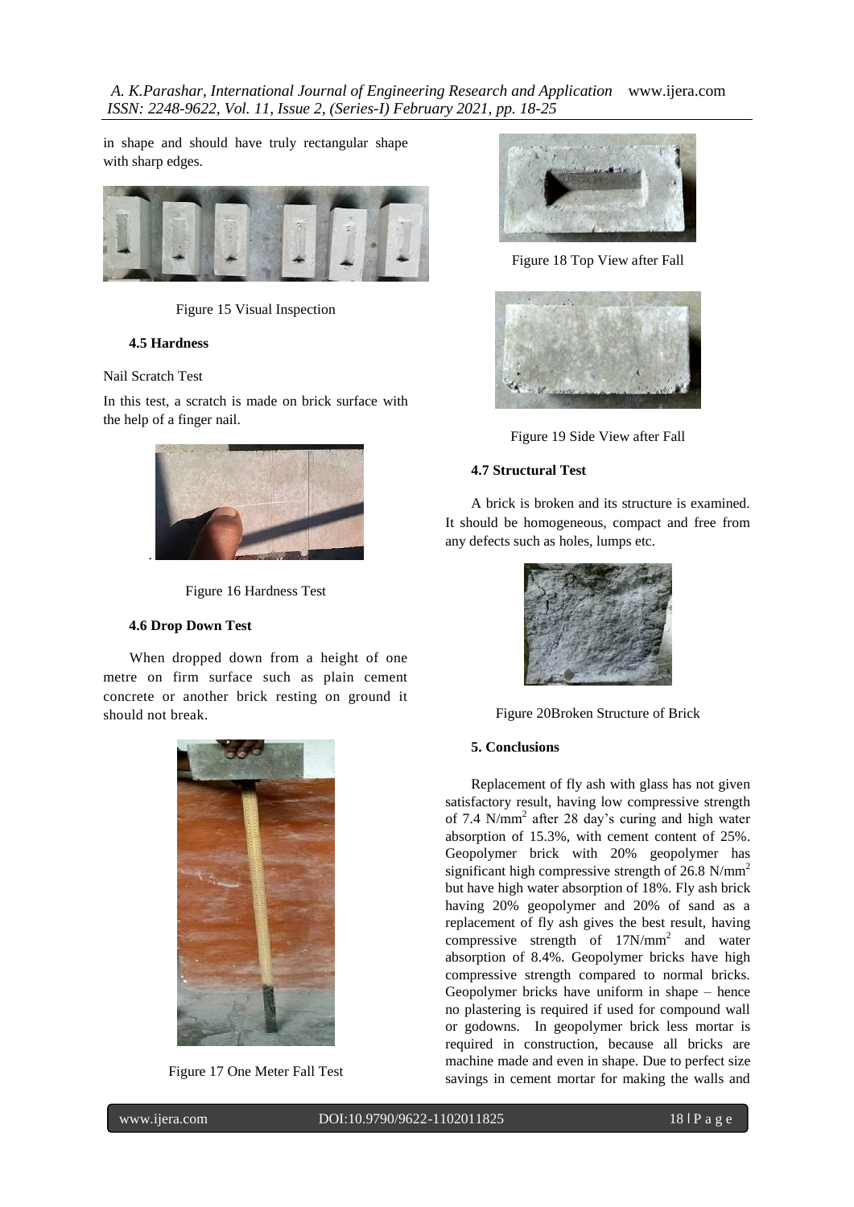in shape and should have truly rectangular shape with sharp edges.

Figure 15 Visual Inspection

### 4.5 Hardness

Nail Scratch Test

In this test, a scratch is made on brick surface with the help of a finger nail.

Figure 16 Hardness Test

### 4.6 Drop Down Test

When dropped down from a height of one metre on firm surface such as plain cement concrete or another brick resting on ground it should not break.

Figure 17 One Meter Fall Test

Figure 18 Top View after Fall

Figure 19 Side View after Fall

### 4.7 Structural Test

A brick is broken and its structure is examined. It should be homogeneous, compact and free from any defects such as holes, lumps etc.

Figure 20Broken Structure of Brick

## 5. Conclusions

Replacement of fly ash with glass has not given satisfactory result, having low compressive strength of 7.4 $N/mm^2$ after 28 day's curing and high water absorption of 15.3%, with cement content of 25%. Geopolymer brick with 20% geopolymer has significant high compressive strength of 26.8 $N/mm^2$ but have high water absorption of 18%. Fly ash brick having 20% geopolymer and 20% of sand as a replacement of fly ash gives the best result, having compressive strength of 17$N/mm^2$ and water absorption of 8.4%. Geopolymer bricks have high compressive strength compared to normal bricks. Geopolymer bricks have uniform in shape – hence no plastering is required if used for compound wall or godowns. In geopolymer brick less mortar is required in construction, because all bricks are machine made and even in shape. Due to perfect size savings in cement mortar for making the walls and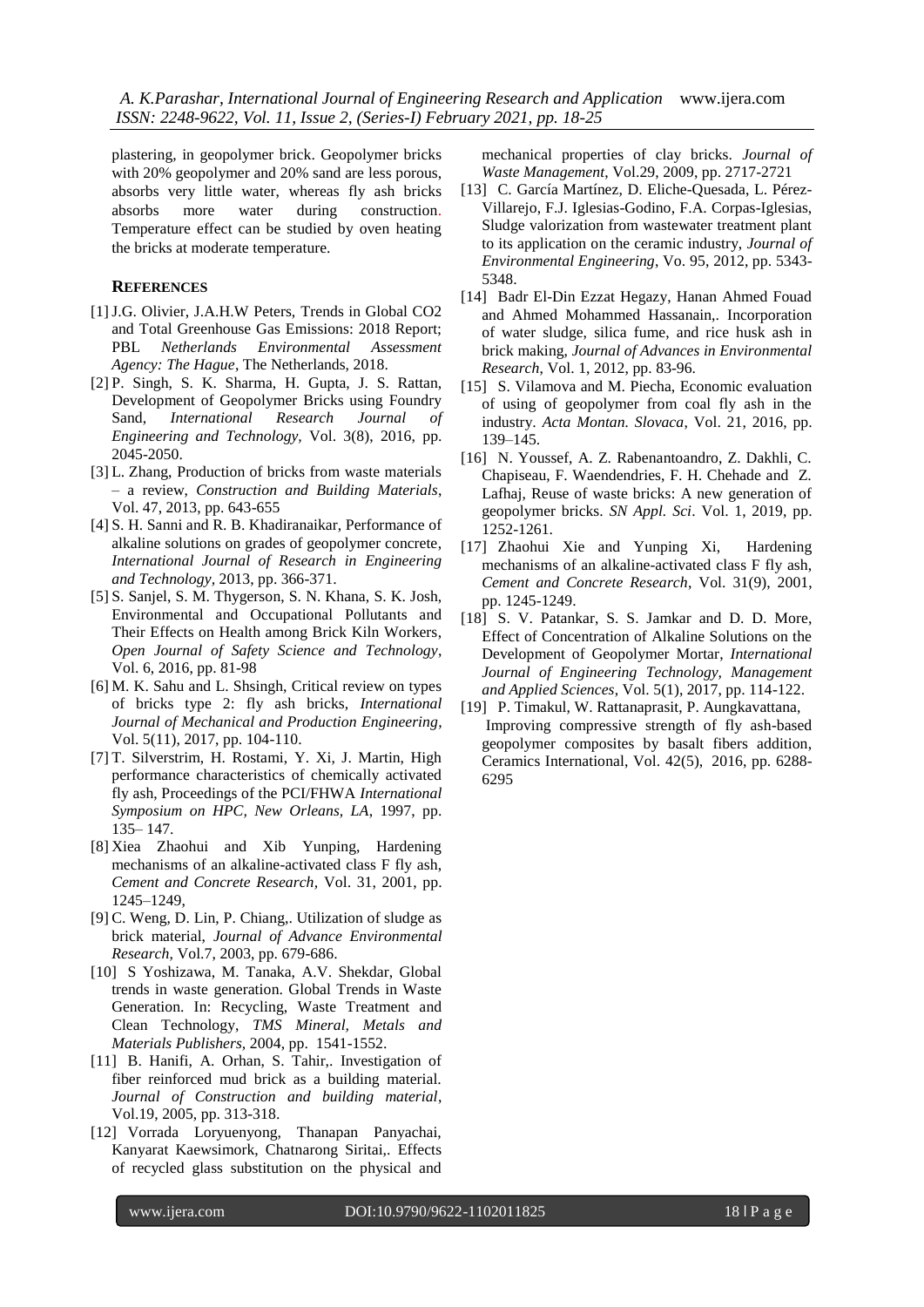plastering, in geopolymer brick. Geopolymer bricks with 20% geopolymer and 20% sand are less porous, absorbs very little water, whereas fly ash bricks absorbs more water during construction. Temperature effect can be studied by oven heating the bricks at moderate temperature.

## REFERENCES

[1] J.G. Olivier, J.A.H.W Peters, Trends in Global CO2 and Total Greenhouse Gas Emissions: 2018 Report; PBL *Netherlands Environmental Assessment Agency: The Hague*, The Netherlands, 2018.

[2] P. Singh, S. K. Sharma, H. Gupta, J. S. Rattan, Development of Geopolymer Bricks using Foundry Sand, *International Research Journal of Engineering and Technology*, Vol. 3(8), 2016, pp. 2045-2050.

[3] L. Zhang, Production of bricks from waste materials – a review, *Construction and Building Materials*, Vol. 47, 2013, pp. 643-655

[4] S. H. Sanni and R. B. Khadiranaikar, Performance of alkaline solutions on grades of geopolymer concrete, *International Journal of Research in Engineering and Technology*, 2013, pp. 366-371.

[5] S. Sanjel, S. M. Thygerson, S. N. Khana, S. K. Josh, Environmental and Occupational Pollutants and Their Effects on Health among Brick Kiln Workers, *Open Journal of Safety Science and Technology*, Vol. 6, 2016, pp. 81-98

[6] M. K. Sahu and L. Shsingh, Critical review on types of bricks type 2: fly ash bricks, *International Journal of Mechanical and Production Engineering*, Vol. 5(11), 2017, pp. 104-110.

[7] T. Silverstrim, H. Rostami, Y. Xi, J. Martin, High performance characteristics of chemically activated fly ash, Proceedings of the PCI/FHWA *International Symposium on HPC, New Orleans, LA*, 1997, pp. 135– 147.

[8] Xiea Zhaohui and Xib Yunping, Hardening mechanisms of an alkaline-activated class F fly ash, *Cement and Concrete Research*, Vol. 31, 2001, pp. 1245–1249,

[9] C. Weng, D. Lin, P. Chiang,. Utilization of sludge as brick material, *Journal of Advance Environmental Research*, Vol.7, 2003, pp. 679-686.

[10] S Yoshizawa, M. Tanaka, A.V. Shekdar, Global trends in waste generation. Global Trends in Waste Generation. In: Recycling, Waste Treatment and Clean Technology, *TMS Mineral, Metals and Materials Publishers*, 2004, pp. 1541-1552.

[11] B. Hanifi, A. Orhan, S. Tahir,. Investigation of fiber reinforced mud brick as a building material. *Journal of Construction and building material*, Vol.19, 2005, pp. 313-318.

[12] Vorrada Loryuenyong, Thanapan Panyachai, Kanyarat Kaewsimork, Chatnarong Siritai,. Effects of recycled glass substitution on the physical and mechanical properties of clay bricks. *Journal of Waste Management*, Vol.29, 2009, pp. 2717-2721

[13] C. García Martínez, D. Eliche-Quesada, L. Pérez-Villarejo, F.J. Iglesias-Godino, F.A. Corpas-Iglesias, Sludge valorization from wastewater treatment plant to its application on the ceramic industry, *Journal of Environmental Engineering*, Vo. 95, 2012, pp. 5343-5348.

[14] Badr El-Din Ezzat Hegazy, Hanan Ahmed Fouad and Ahmed Mohammed Hassanain,. Incorporation of water sludge, silica fume, and rice husk ash in brick making, *Journal of Advances in Environmental Research*, Vol. 1, 2012, pp. 83-96.

[15] S. Vilamova and M. Piecha, Economic evaluation of using of geopolymer from coal fly ash in the industry. *Acta Montan. Slovaca*, Vol. 21, 2016, pp. 139–145.

[16] N. Youssef, A. Z. Rabenantoandro, Z. Dakhli, C. Chapiseau, F. Waendendries, F. H. Chehade and Z. Lafhaj, Reuse of waste bricks: A new generation of geopolymer bricks. *SN Appl. Sci*. Vol. 1, 2019, pp. 1252-1261.

[17] Zhaohui Xie and Yunping Xi, Hardening mechanisms of an alkaline-activated class F fly ash, *Cement and Concrete Research*, Vol. 31(9), 2001, pp. 1245-1249.

[18] S. V. Patankar, S. S. Jamkar and D. D. More, Effect of Concentration of Alkaline Solutions on the Development of Geopolymer Mortar, *International Journal of Engineering Technology, Management and Applied Sciences*, Vol. 5(1), 2017, pp. 114-122.

[19] P. Timakul, W. Rattanaprasit, P. Aungkavattana, Improving compressive strength of fly ash-based geopolymer composites by basalt fibers addition, Ceramics International, Vol. 42(5), 2016, pp. 6288-6295